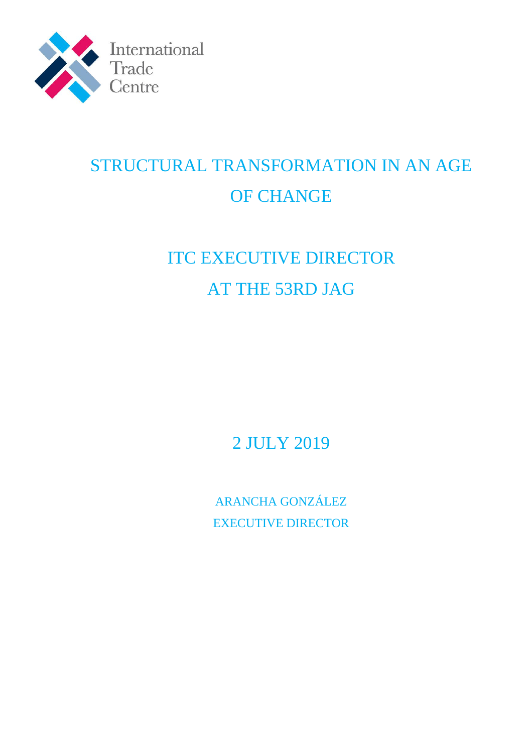International Trade Centre

# STRUCTURAL TRANSFORMATION IN AN AGE OF CHANGE

## ITC EXECUTIVE DIRECTOR AT THE 53RD JAG

2 JULY 2019

ARANCHA GONZÁLEZ
EXECUTIVE DIRECTOR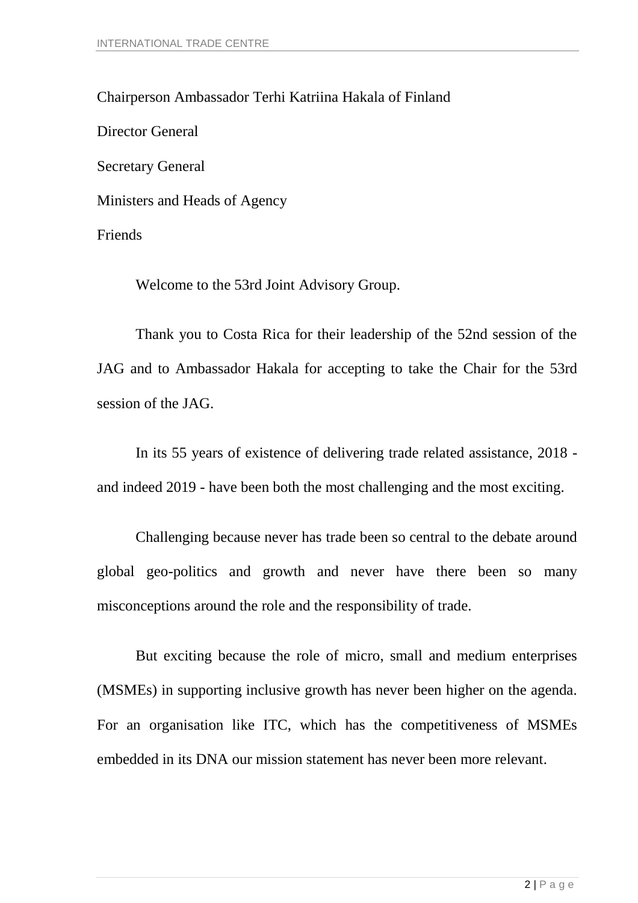Chairperson Ambassador Terhi Katriina Hakala of Finland

Director General

Secretary General

Ministers and Heads of Agency

Friends

Welcome to the 53rd Joint Advisory Group.

Thank you to Costa Rica for their leadership of the 52nd session of the JAG and to Ambassador Hakala for accepting to take the Chair for the 53rd session of the JAG.

In its 55 years of existence of delivering trade related assistance, 2018 - and indeed 2019 - have been both the most challenging and the most exciting.

Challenging because never has trade been so central to the debate around global geo-politics and growth and never have there been so many misconceptions around the role and the responsibility of trade.

But exciting because the role of micro, small and medium enterprises (MSMEs) in supporting inclusive growth has never been higher on the agenda. For an organisation like ITC, which has the competitiveness of MSMEs embedded in its DNA our mission statement has never been more relevant.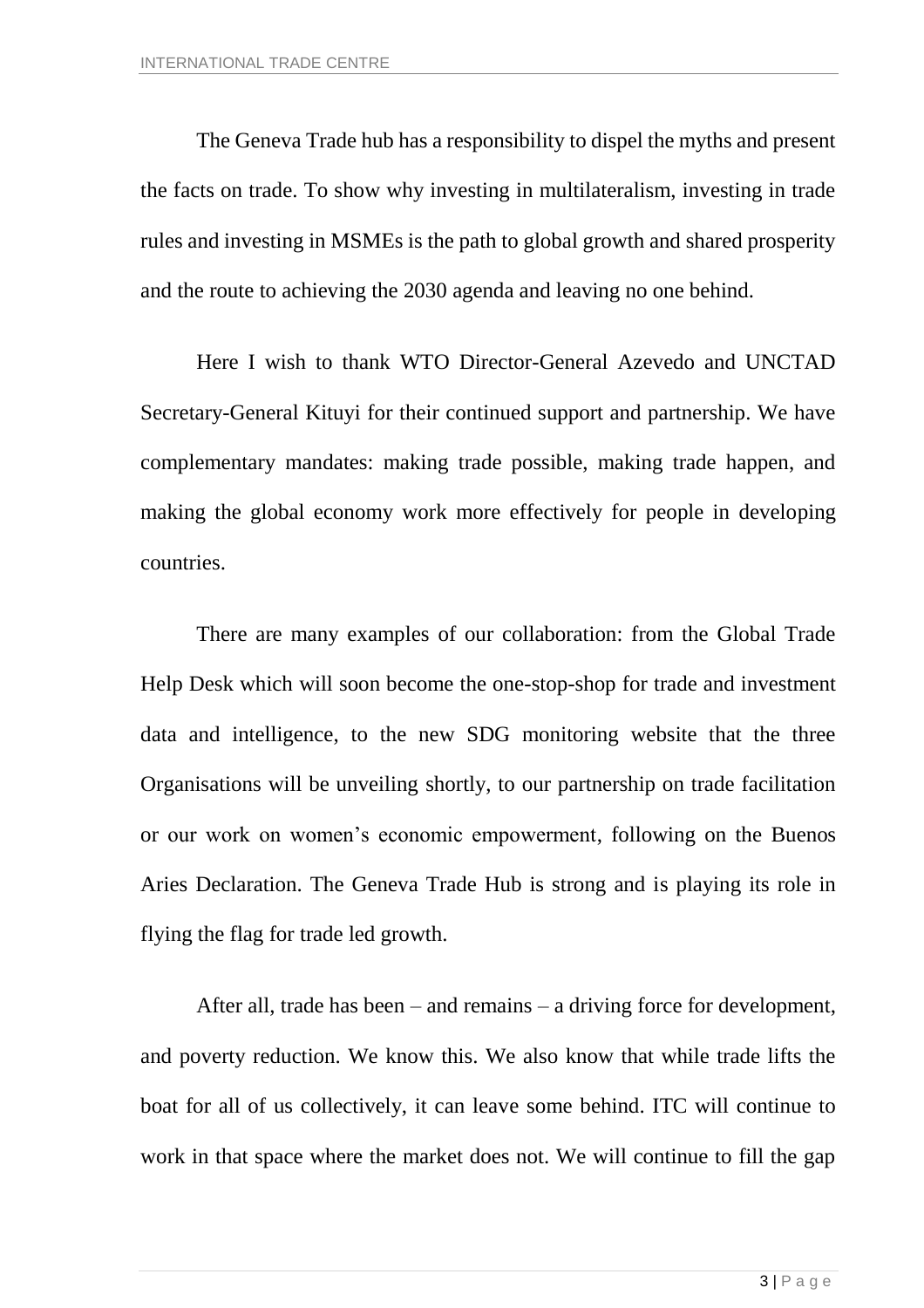The Geneva Trade hub has a responsibility to dispel the myths and present the facts on trade. To show why investing in multilateralism, investing in trade rules and investing in MSMEs is the path to global growth and shared prosperity and the route to achieving the 2030 agenda and leaving no one behind.

Here I wish to thank WTO Director-General Azevedo and UNCTAD Secretary-General Kituyi for their continued support and partnership. We have complementary mandates: making trade possible, making trade happen, and making the global economy work more effectively for people in developing countries.

There are many examples of our collaboration: from the Global Trade Help Desk which will soon become the one-stop-shop for trade and investment data and intelligence, to the new SDG monitoring website that the three Organisations will be unveiling shortly, to our partnership on trade facilitation or our work on women's economic empowerment, following on the Buenos Aries Declaration. The Geneva Trade Hub is strong and is playing its role in flying the flag for trade led growth.

After all, trade has been – and remains – a driving force for development, and poverty reduction. We know this. We also know that while trade lifts the boat for all of us collectively, it can leave some behind. ITC will continue to work in that space where the market does not. We will continue to fill the gap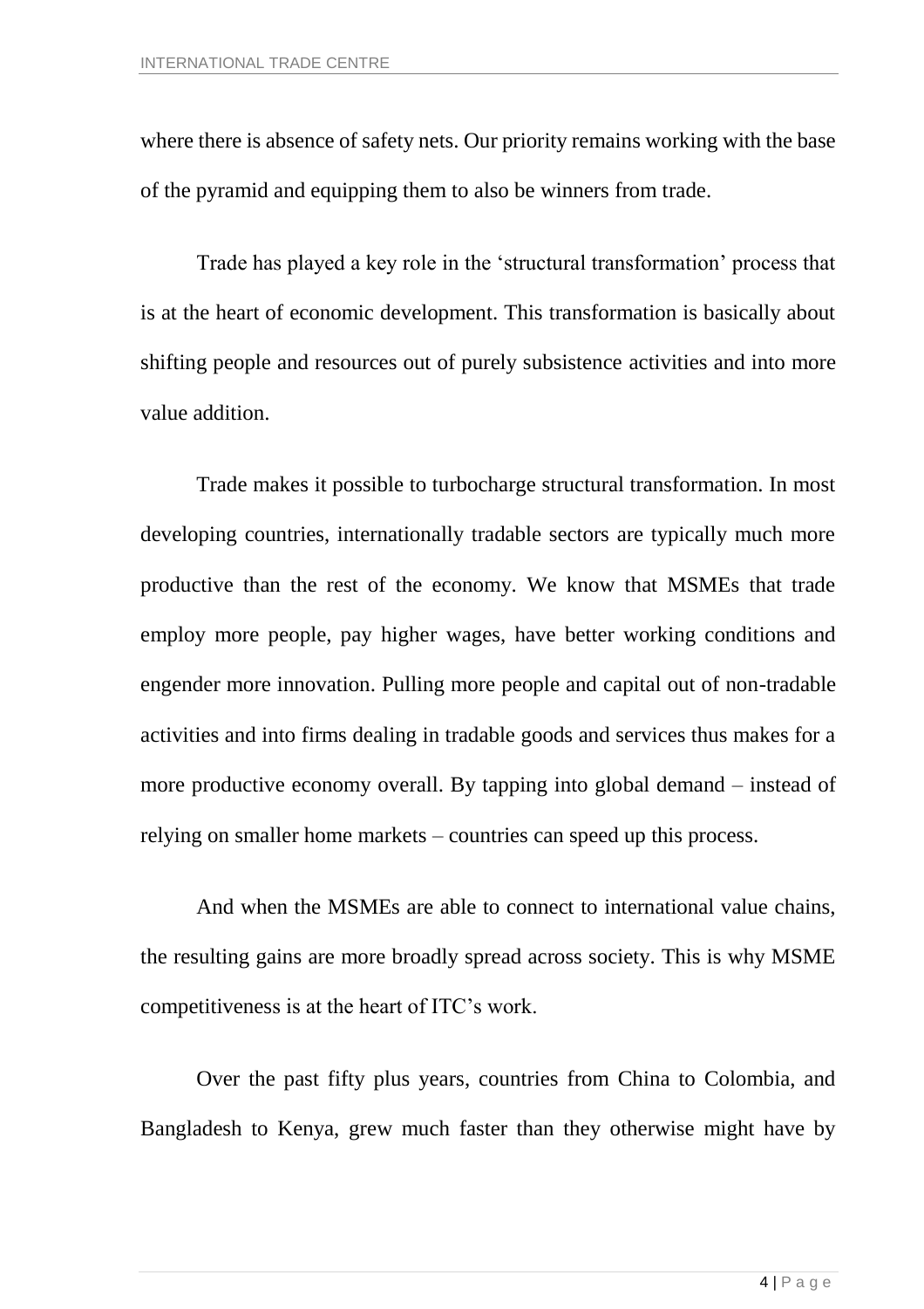where there is absence of safety nets. Our priority remains working with the base of the pyramid and equipping them to also be winners from trade.

Trade has played a key role in the 'structural transformation' process that is at the heart of economic development. This transformation is basically about shifting people and resources out of purely subsistence activities and into more value addition.

Trade makes it possible to turbocharge structural transformation. In most developing countries, internationally tradable sectors are typically much more productive than the rest of the economy. We know that MSMEs that trade employ more people, pay higher wages, have better working conditions and engender more innovation. Pulling more people and capital out of non-tradable activities and into firms dealing in tradable goods and services thus makes for a more productive economy overall. By tapping into global demand – instead of relying on smaller home markets – countries can speed up this process.

And when the MSMEs are able to connect to international value chains, the resulting gains are more broadly spread across society. This is why MSME competitiveness is at the heart of ITC's work.

Over the past fifty plus years, countries from China to Colombia, and Bangladesh to Kenya, grew much faster than they otherwise might have by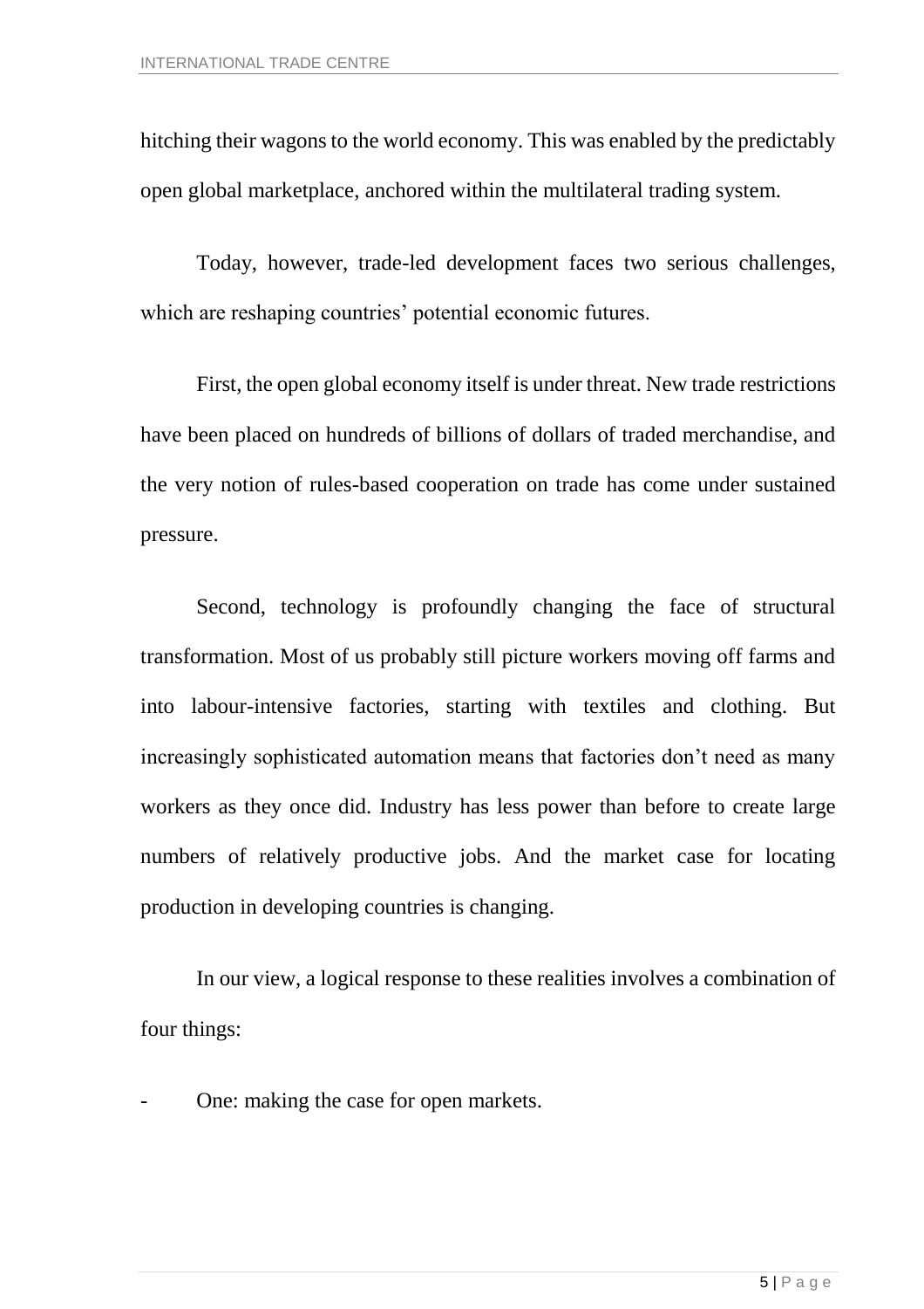hitching their wagons to the world economy. This was enabled by the predictably open global marketplace, anchored within the multilateral trading system.

Today, however, trade-led development faces two serious challenges, which are reshaping countries' potential economic futures.

First, the open global economy itself is under threat. New trade restrictions have been placed on hundreds of billions of dollars of traded merchandise, and the very notion of rules-based cooperation on trade has come under sustained pressure.

Second, technology is profoundly changing the face of structural transformation. Most of us probably still picture workers moving off farms and into labour-intensive factories, starting with textiles and clothing. But increasingly sophisticated automation means that factories don't need as many workers as they once did. Industry has less power than before to create large numbers of relatively productive jobs. And the market case for locating production in developing countries is changing.

In our view, a logical response to these realities involves a combination of four things:

- One: making the case for open markets.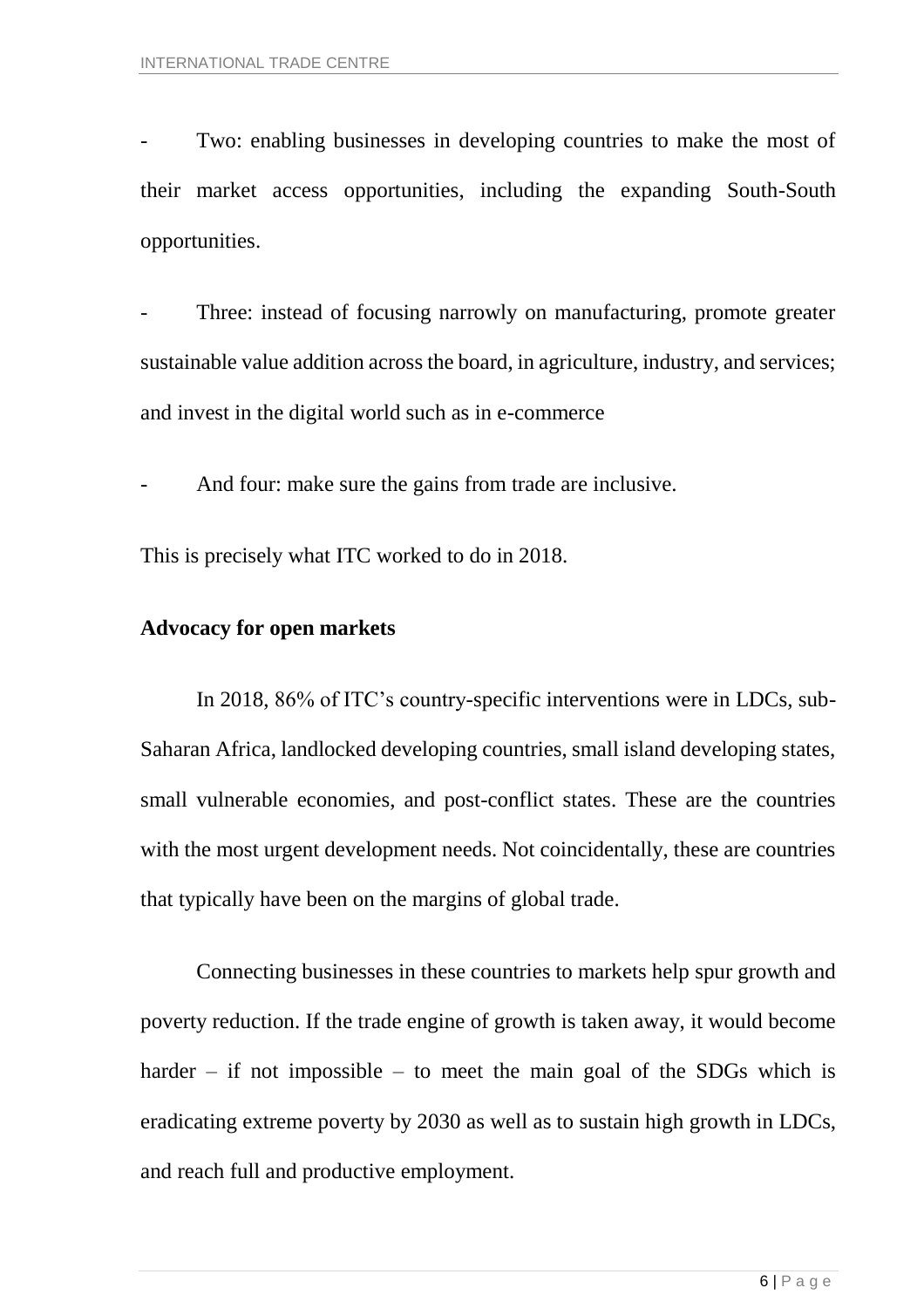- Two: enabling businesses in developing countries to make the most of their market access opportunities, including the expanding South-South opportunities.

- Three: instead of focusing narrowly on manufacturing, promote greater sustainable value addition across the board, in agriculture, industry, and services; and invest in the digital world such as in e-commerce

- And four: make sure the gains from trade are inclusive.

This is precisely what ITC worked to do in 2018.

**Advocacy for open markets**

In 2018, 86% of ITC's country-specific interventions were in LDCs, sub-Saharan Africa, landlocked developing countries, small island developing states, small vulnerable economies, and post-conflict states. These are the countries with the most urgent development needs. Not coincidentally, these are countries that typically have been on the margins of global trade.

Connecting businesses in these countries to markets help spur growth and poverty reduction. If the trade engine of growth is taken away, it would become harder – if not impossible – to meet the main goal of the SDGs which is eradicating extreme poverty by 2030 as well as to sustain high growth in LDCs, and reach full and productive employment.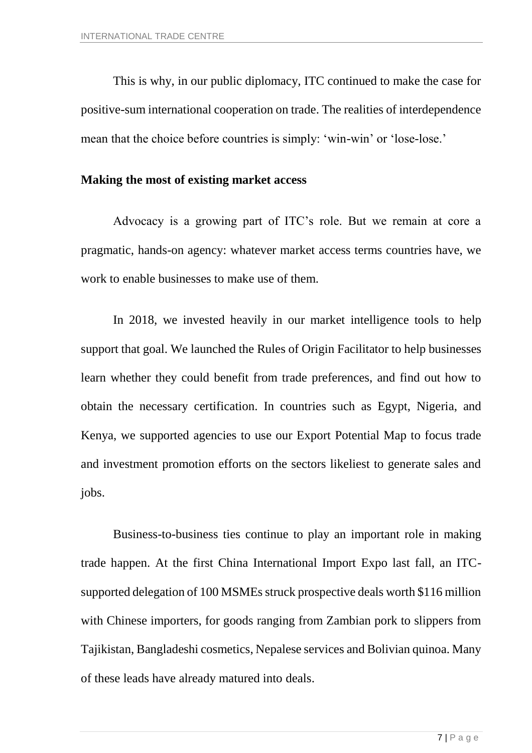This is why, in our public diplomacy, ITC continued to make the case for positive-sum international cooperation on trade. The realities of interdependence mean that the choice before countries is simply: 'win-win' or 'lose-lose.'

**Making the most of existing market access**

Advocacy is a growing part of ITC's role. But we remain at core a pragmatic, hands-on agency: whatever market access terms countries have, we work to enable businesses to make use of them.

In 2018, we invested heavily in our market intelligence tools to help support that goal. We launched the Rules of Origin Facilitator to help businesses learn whether they could benefit from trade preferences, and find out how to obtain the necessary certification. In countries such as Egypt, Nigeria, and Kenya, we supported agencies to use our Export Potential Map to focus trade and investment promotion efforts on the sectors likeliest to generate sales and jobs.

Business-to-business ties continue to play an important role in making trade happen. At the first China International Import Expo last fall, an ITC-supported delegation of 100 MSMEs struck prospective deals worth $116 million with Chinese importers, for goods ranging from Zambian pork to slippers from Tajikistan, Bangladeshi cosmetics, Nepalese services and Bolivian quinoa. Many of these leads have already matured into deals.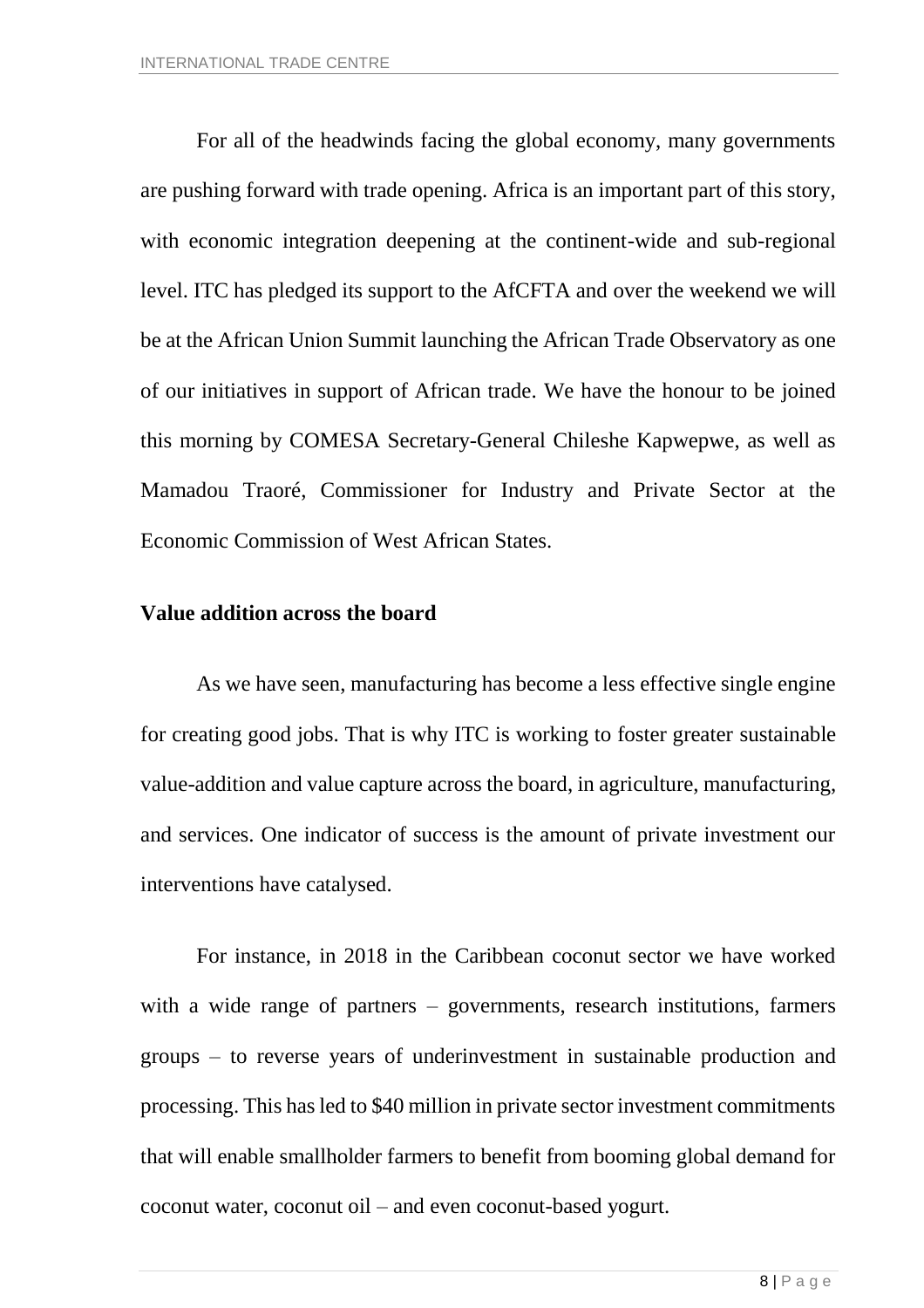For all of the headwinds facing the global economy, many governments are pushing forward with trade opening. Africa is an important part of this story, with economic integration deepening at the continent-wide and sub-regional level. ITC has pledged its support to the AfCFTA and over the weekend we will be at the African Union Summit launching the African Trade Observatory as one of our initiatives in support of African trade. We have the honour to be joined this morning by COMESA Secretary-General Chileshe Kapwepwe, as well as Mamadou Traoré, Commissioner for Industry and Private Sector at the Economic Commission of West African States.

**Value addition across the board**

As we have seen, manufacturing has become a less effective single engine for creating good jobs. That is why ITC is working to foster greater sustainable value-addition and value capture across the board, in agriculture, manufacturing, and services. One indicator of success is the amount of private investment our interventions have catalysed.

For instance, in 2018 in the Caribbean coconut sector we have worked with a wide range of partners – governments, research institutions, farmers groups – to reverse years of underinvestment in sustainable production and processing. This has led to $40 million in private sector investment commitments that will enable smallholder farmers to benefit from booming global demand for coconut water, coconut oil – and even coconut-based yogurt.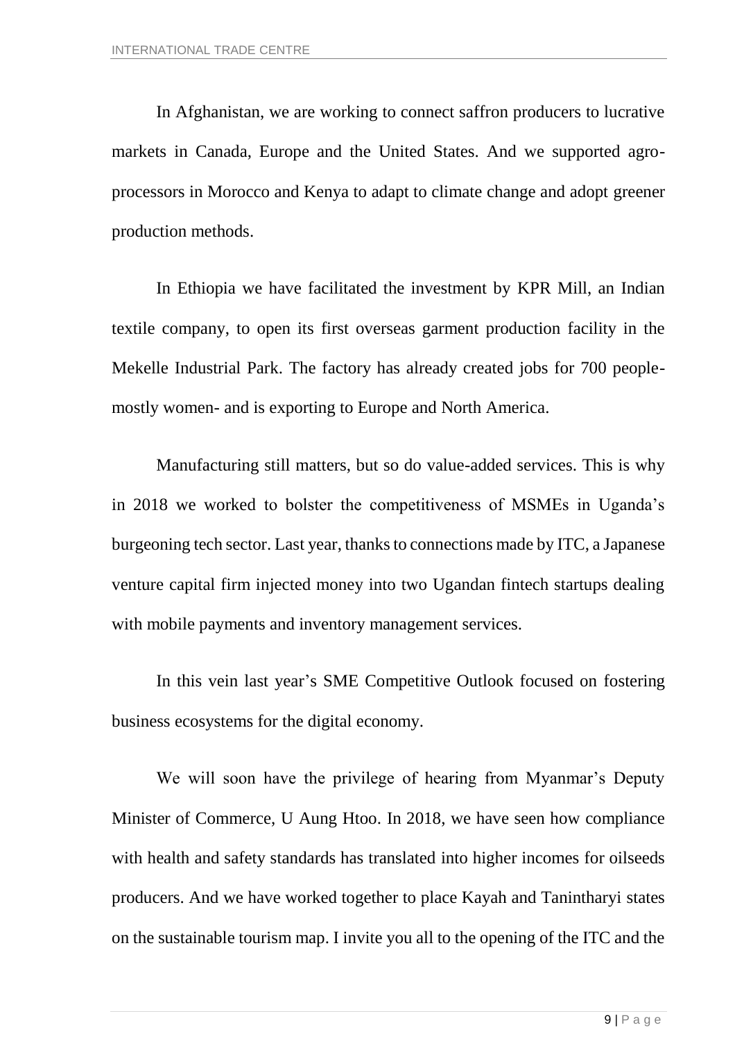In Afghanistan, we are working to connect saffron producers to lucrative markets in Canada, Europe and the United States. And we supported agro-processors in Morocco and Kenya to adapt to climate change and adopt greener production methods.

In Ethiopia we have facilitated the investment by KPR Mill, an Indian textile company, to open its first overseas garment production facility in the Mekelle Industrial Park. The factory has already created jobs for 700 people-mostly women- and is exporting to Europe and North America.

Manufacturing still matters, but so do value-added services. This is why in 2018 we worked to bolster the competitiveness of MSMEs in Uganda's burgeoning tech sector. Last year, thanks to connections made by ITC, a Japanese venture capital firm injected money into two Ugandan fintech startups dealing with mobile payments and inventory management services.

In this vein last year's SME Competitive Outlook focused on fostering business ecosystems for the digital economy.

We will soon have the privilege of hearing from Myanmar's Deputy Minister of Commerce, U Aung Htoo. In 2018, we have seen how compliance with health and safety standards has translated into higher incomes for oilseeds producers. And we have worked together to place Kayah and Tanintharyi states on the sustainable tourism map. I invite you all to the opening of the ITC and the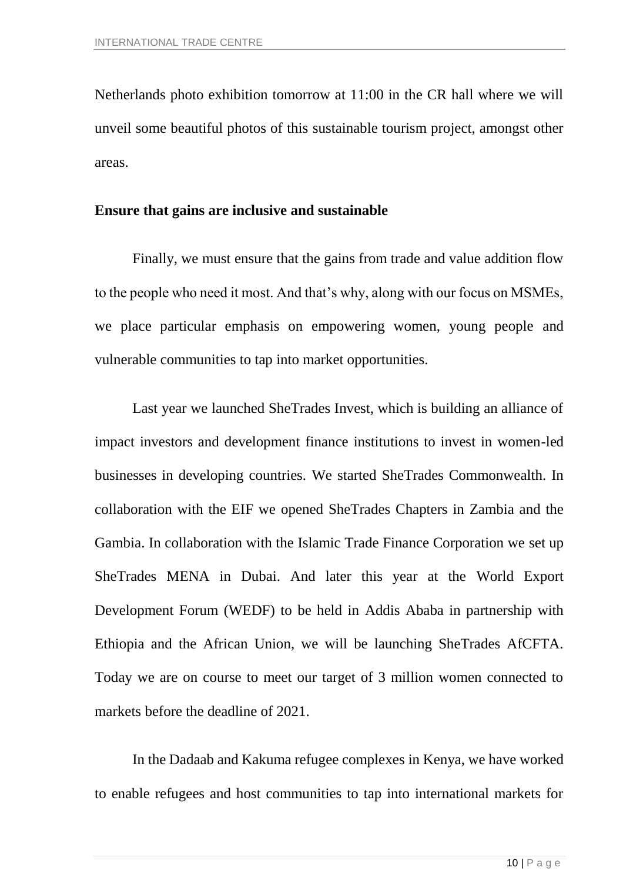Netherlands photo exhibition tomorrow at 11:00 in the CR hall where we will unveil some beautiful photos of this sustainable tourism project, amongst other areas.

**Ensure that gains are inclusive and sustainable**

Finally, we must ensure that the gains from trade and value addition flow to the people who need it most. And that's why, along with our focus on MSMEs, we place particular emphasis on empowering women, young people and vulnerable communities to tap into market opportunities.

Last year we launched SheTrades Invest, which is building an alliance of impact investors and development finance institutions to invest in women-led businesses in developing countries. We started SheTrades Commonwealth. In collaboration with the EIF we opened SheTrades Chapters in Zambia and the Gambia. In collaboration with the Islamic Trade Finance Corporation we set up SheTrades MENA in Dubai. And later this year at the World Export Development Forum (WEDF) to be held in Addis Ababa in partnership with Ethiopia and the African Union, we will be launching SheTrades AfCFTA. Today we are on course to meet our target of 3 million women connected to markets before the deadline of 2021.

In the Dadaab and Kakuma refugee complexes in Kenya, we have worked to enable refugees and host communities to tap into international markets for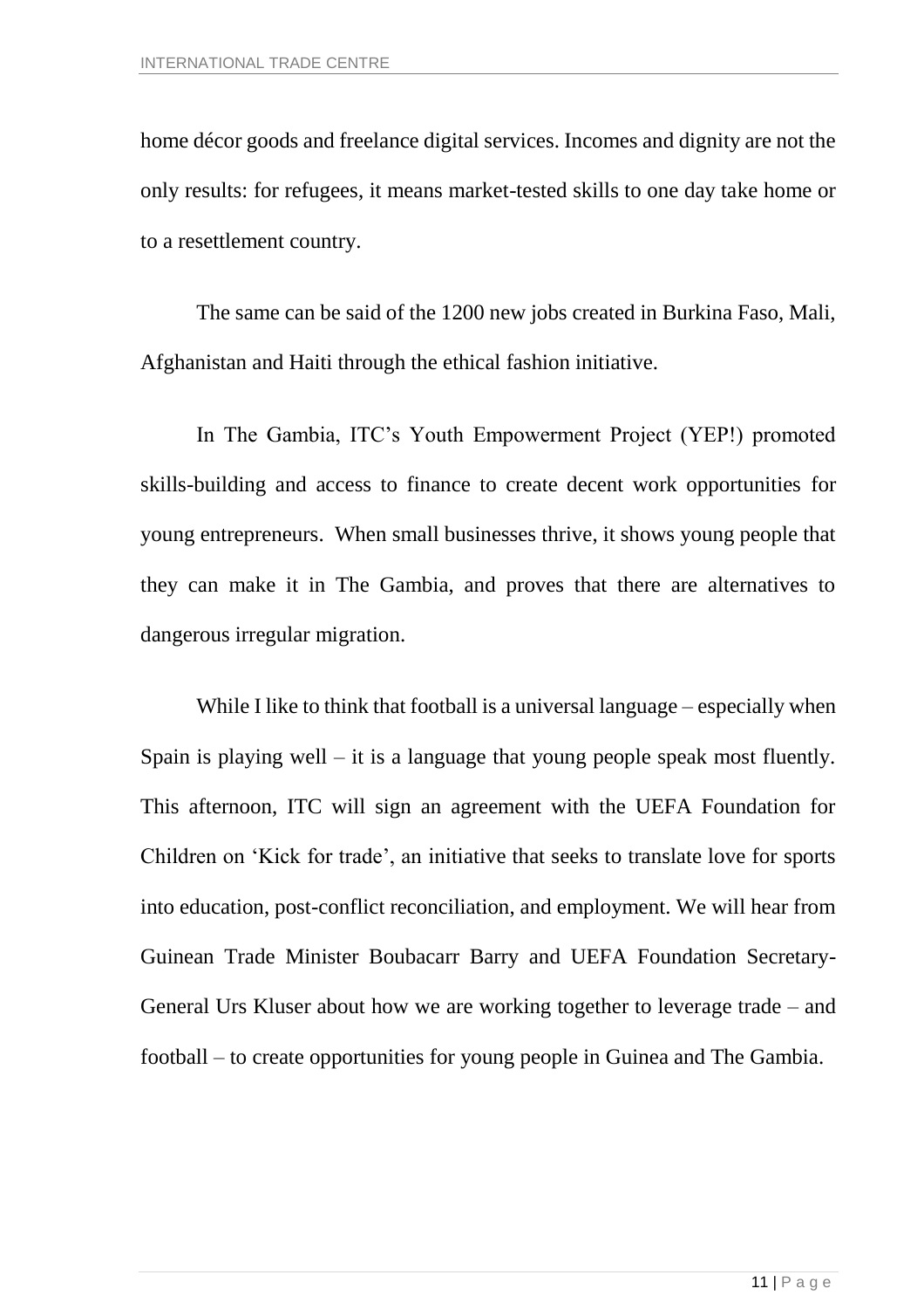home décor goods and freelance digital services. Incomes and dignity are not the only results: for refugees, it means market-tested skills to one day take home or to a resettlement country.

The same can be said of the 1200 new jobs created in Burkina Faso, Mali, Afghanistan and Haiti through the ethical fashion initiative.

In The Gambia, ITC's Youth Empowerment Project (YEP!) promoted skills-building and access to finance to create decent work opportunities for young entrepreneurs. When small businesses thrive, it shows young people that they can make it in The Gambia, and proves that there are alternatives to dangerous irregular migration.

While I like to think that football is a universal language – especially when Spain is playing well – it is a language that young people speak most fluently. This afternoon, ITC will sign an agreement with the UEFA Foundation for Children on 'Kick for trade', an initiative that seeks to translate love for sports into education, post-conflict reconciliation, and employment. We will hear from Guinean Trade Minister Boubacarr Barry and UEFA Foundation Secretary-General Urs Kluser about how we are working together to leverage trade – and football – to create opportunities for young people in Guinea and The Gambia.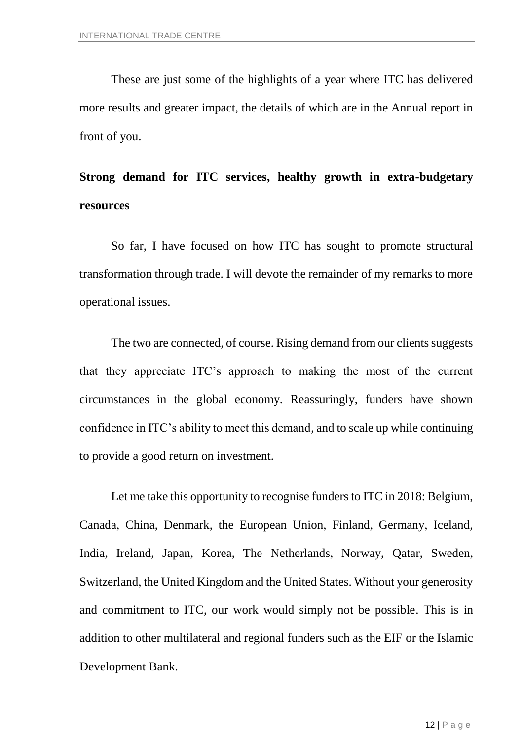These are just some of the highlights of a year where ITC has delivered more results and greater impact, the details of which are in the Annual report in front of you.

## Strong demand for ITC services, healthy growth in extra-budgetary resources

So far, I have focused on how ITC has sought to promote structural transformation through trade. I will devote the remainder of my remarks to more operational issues.

The two are connected, of course. Rising demand from our clients suggests that they appreciate ITC's approach to making the most of the current circumstances in the global economy. Reassuringly, funders have shown confidence in ITC's ability to meet this demand, and to scale up while continuing to provide a good return on investment.

Let me take this opportunity to recognise funders to ITC in 2018: Belgium, Canada, China, Denmark, the European Union, Finland, Germany, Iceland, India, Ireland, Japan, Korea, The Netherlands, Norway, Qatar, Sweden, Switzerland, the United Kingdom and the United States. Without your generosity and commitment to ITC, our work would simply not be possible. This is in addition to other multilateral and regional funders such as the EIF or the Islamic Development Bank.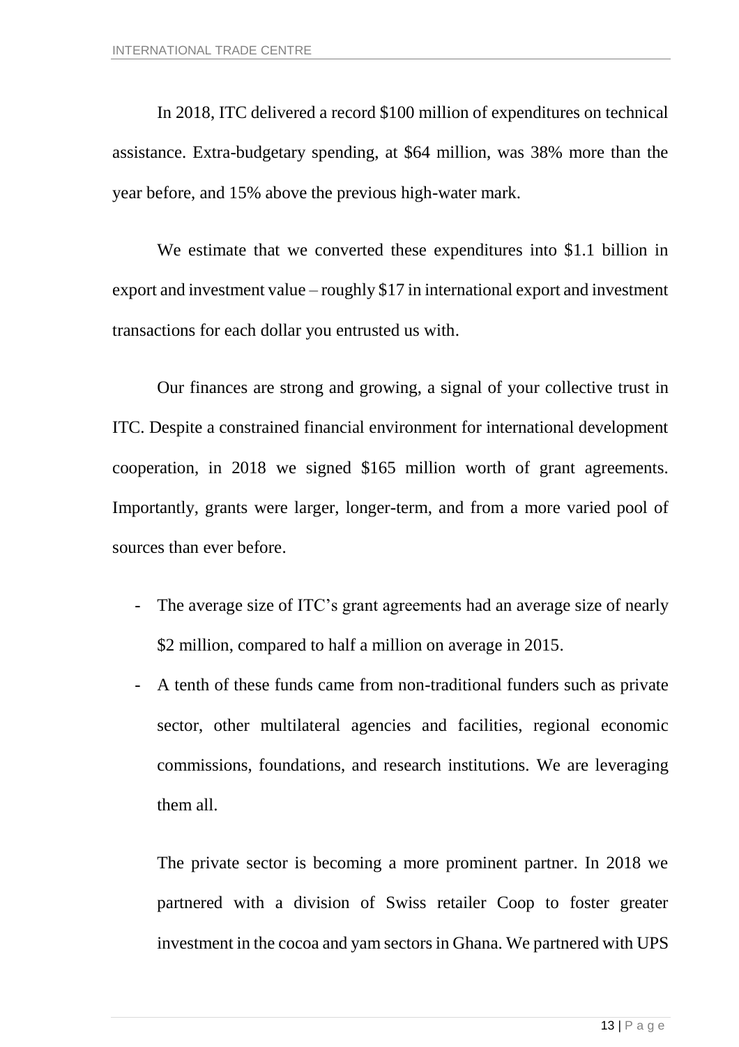In 2018, ITC delivered a record \$100 million of expenditures on technical assistance. Extra-budgetary spending, at \$64 million, was 38% more than the year before, and 15% above the previous high-water mark.

We estimate that we converted these expenditures into \$1.1 billion in export and investment value – roughly \$17 in international export and investment transactions for each dollar you entrusted us with.

Our finances are strong and growing, a signal of your collective trust in ITC. Despite a constrained financial environment for international development cooperation, in 2018 we signed \$165 million worth of grant agreements. Importantly, grants were larger, longer-term, and from a more varied pool of sources than ever before.

- The average size of ITC's grant agreements had an average size of nearly \$2 million, compared to half a million on average in 2015.
- A tenth of these funds came from non-traditional funders such as private sector, other multilateral agencies and facilities, regional economic commissions, foundations, and research institutions. We are leveraging them all.

  The private sector is becoming a more prominent partner. In 2018 we partnered with a division of Swiss retailer Coop to foster greater investment in the cocoa and yam sectors in Ghana. We partnered with UPS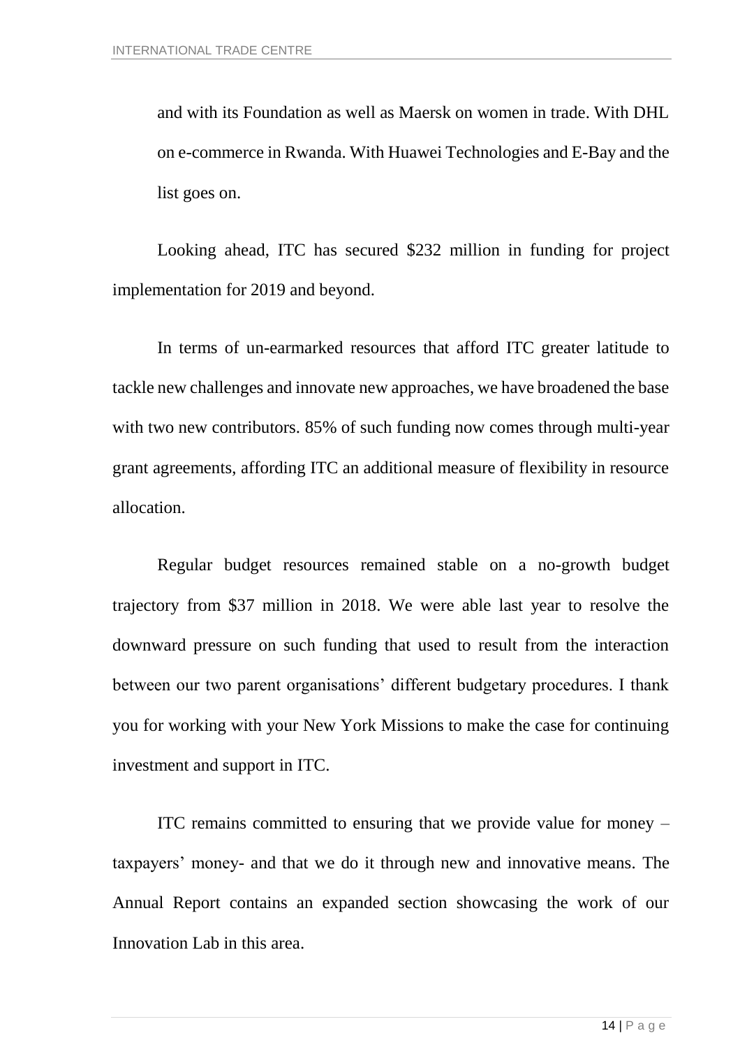and with its Foundation as well as Maersk on women in trade. With DHL on e-commerce in Rwanda. With Huawei Technologies and E-Bay and the list goes on.

Looking ahead, ITC has secured $232 million in funding for project implementation for 2019 and beyond.

In terms of un-earmarked resources that afford ITC greater latitude to tackle new challenges and innovate new approaches, we have broadened the base with two new contributors. 85% of such funding now comes through multi-year grant agreements, affording ITC an additional measure of flexibility in resource allocation.

Regular budget resources remained stable on a no-growth budget trajectory from $37 million in 2018. We were able last year to resolve the downward pressure on such funding that used to result from the interaction between our two parent organisations' different budgetary procedures. I thank you for working with your New York Missions to make the case for continuing investment and support in ITC.

ITC remains committed to ensuring that we provide value for money – taxpayers' money- and that we do it through new and innovative means. The Annual Report contains an expanded section showcasing the work of our Innovation Lab in this area.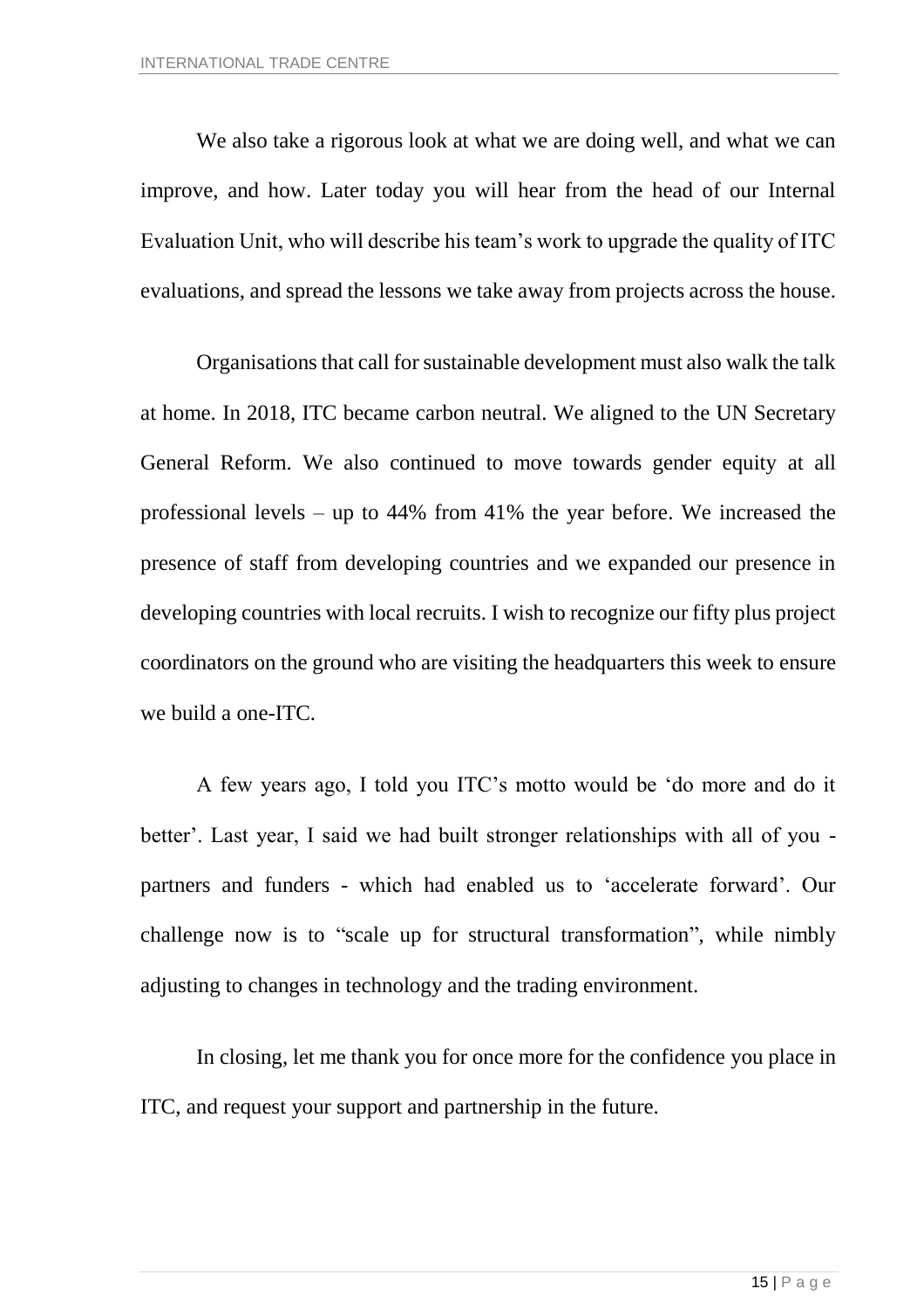We also take a rigorous look at what we are doing well, and what we can improve, and how. Later today you will hear from the head of our Internal Evaluation Unit, who will describe his team's work to upgrade the quality of ITC evaluations, and spread the lessons we take away from projects across the house.

Organisations that call for sustainable development must also walk the talk at home. In 2018, ITC became carbon neutral. We aligned to the UN Secretary General Reform. We also continued to move towards gender equity at all professional levels – up to 44% from 41% the year before. We increased the presence of staff from developing countries and we expanded our presence in developing countries with local recruits. I wish to recognize our fifty plus project coordinators on the ground who are visiting the headquarters this week to ensure we build a one-ITC.

A few years ago, I told you ITC's motto would be 'do more and do it better'. Last year, I said we had built stronger relationships with all of you - partners and funders - which had enabled us to 'accelerate forward'. Our challenge now is to "scale up for structural transformation", while nimbly adjusting to changes in technology and the trading environment.

In closing, let me thank you for once more for the confidence you place in ITC, and request your support and partnership in the future.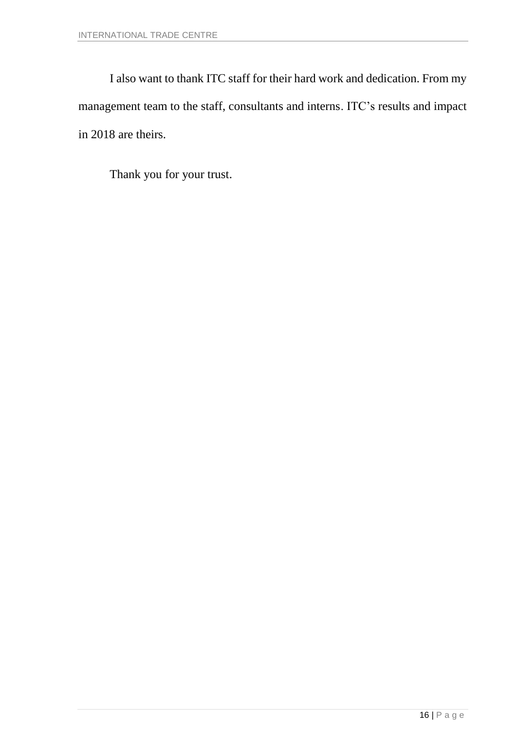I also want to thank ITC staff for their hard work and dedication. From my management team to the staff, consultants and interns. ITC's results and impact in 2018 are theirs.

Thank you for your trust.